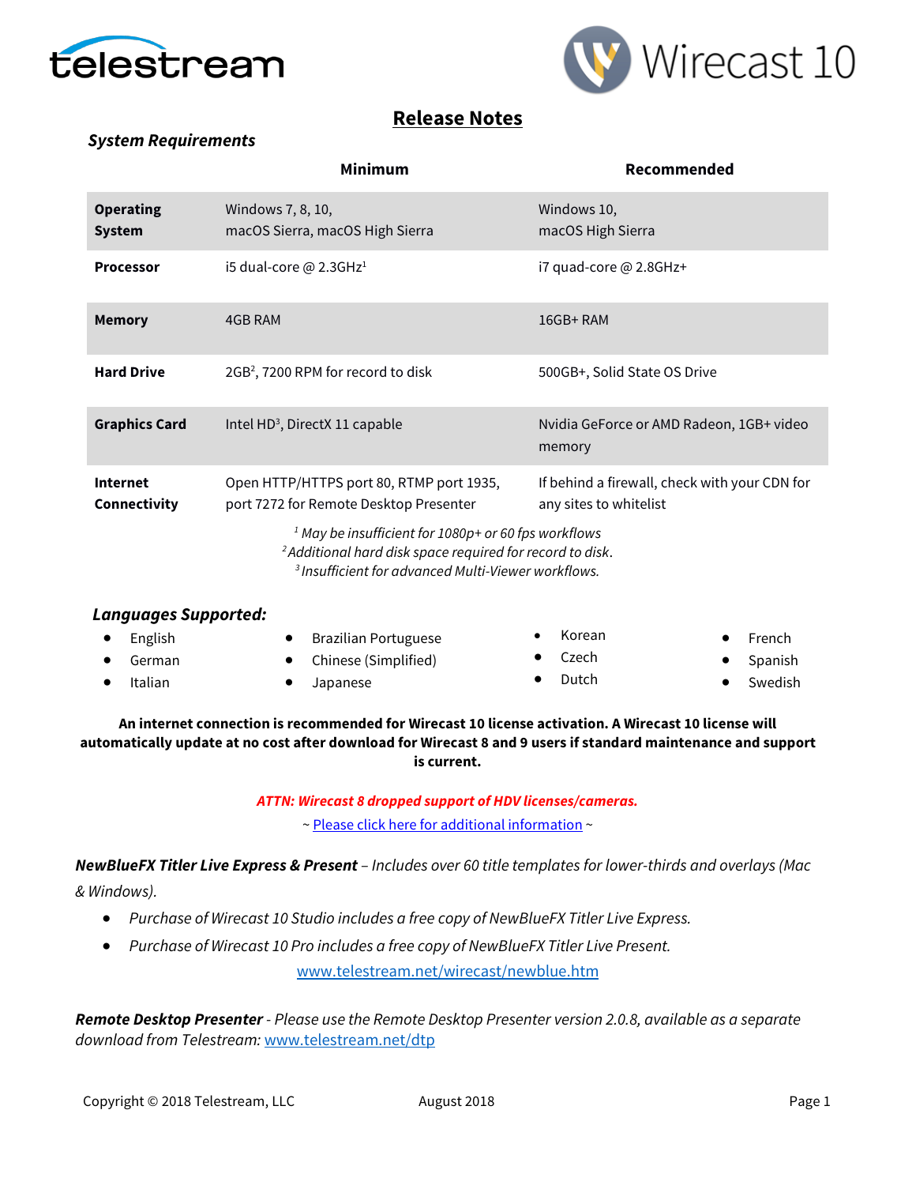# Release Notes

### *System Requirements*

| | Minimum | Recommended |
|---|---|---|
| **Operating System** | Windows 7, 8, 10, macOS Sierra, macOS High Sierra | Windows 10, macOS High Sierra |
| **Processor** | i5 dual-core @ 2.3GHz[1] | i7 quad-core @ 2.8GHz+ |
| **Memory** | 4GB RAM | 16GB+ RAM |
| **Hard Drive** | 2GB[2], 7200 RPM for record to disk | 500GB+, Solid State OS Drive |
| **Graphics Card** | Intel HD[3], DirectX 11 capable | Nvidia GeForce or AMD Radeon, 1GB+ video memory |
| **Internet Connectivity** | Open HTTP/HTTPS port 80, RTMP port 1935, port 7272 for Remote Desktop Presenter | If behind a firewall, check with your CDN for any sites to whitelist |

*[1] May be insufficient for 1080p+ or 60 fps workflows*
*[2] Additional hard disk space required for record to disk.*
*[3] Insufficient for advanced Multi-Viewer workflows.*

### *Languages Supported:*

- English
- German
- Italian
- Brazilian Portuguese
- Chinese (Simplified)
- Japanese
- Korean
- Czech
- Dutch
- French
- Spanish
- Swedish

**An internet connection is recommended for Wirecast 10 license activation. A Wirecast 10 license will automatically update at no cost after download for Wirecast 8 and 9 users if standard maintenance and support is current.**

***ATTN: Wirecast 8 dropped support of HDV licenses/cameras.***

~ Please click here for additional information ~

***NewBlueFX Titler Live Express & Present*** *– Includes over 60 title templates for lower-thirds and overlays (Mac & Windows).*

- *Purchase of Wirecast 10 Studio includes a free copy of NewBlueFX Titler Live Express.*
- *Purchase of Wirecast 10 Pro includes a free copy of NewBlueFX Titler Live Present.*

www.telestream.net/wirecast/newblue.htm

***Remote Desktop Presenter*** *- Please use the Remote Desktop Presenter version 2.0.8, available as a separate download from Telestream:* www.telestream.net/dtp

Copyright © 2018 Telestream, LLC August 2018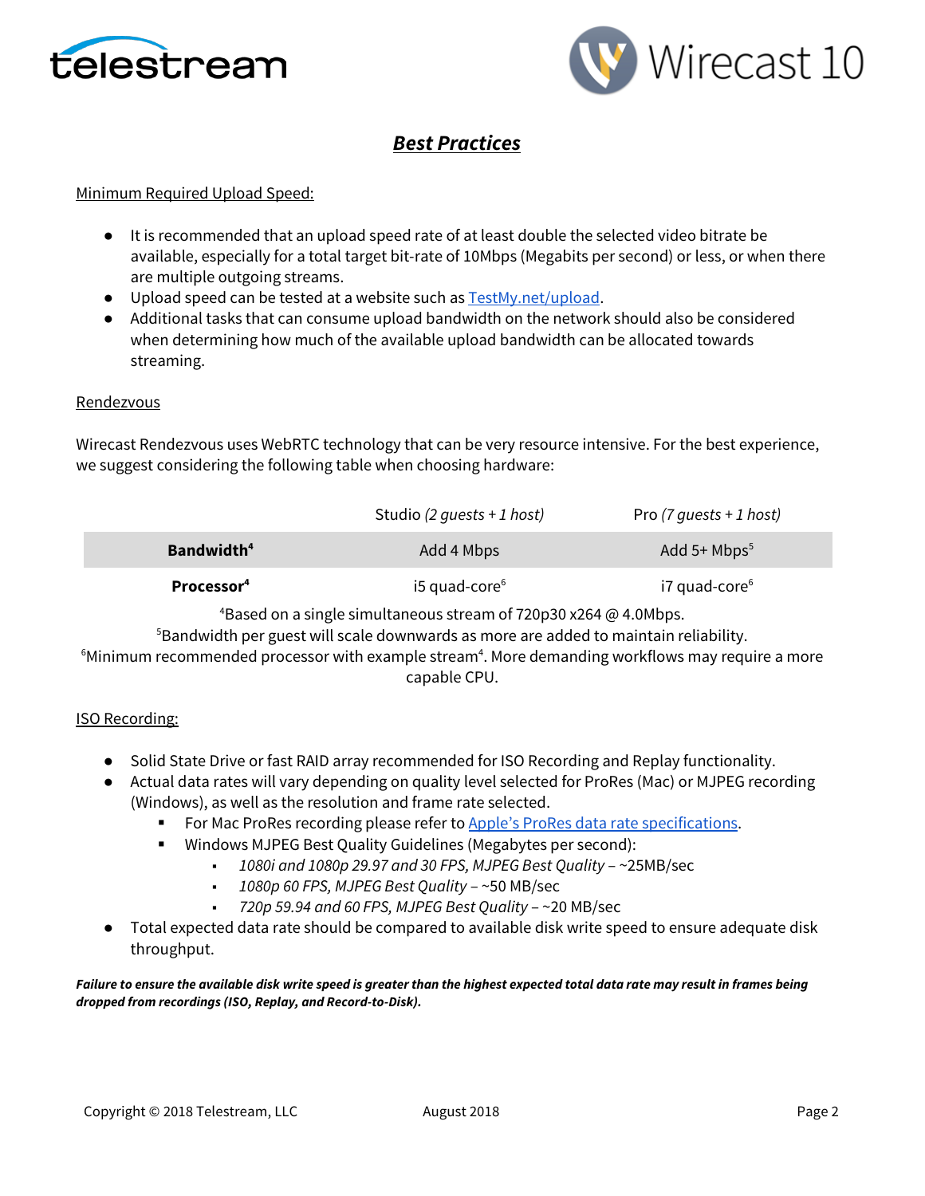## ***Best Practices***

Minimum Required Upload Speed:

- It is recommended that an upload speed rate of at least double the selected video bitrate be available, especially for a total target bit-rate of 10Mbps (Megabits per second) or less, or when there are multiple outgoing streams.
- Upload speed can be tested at a website such as [TestMy.net/upload](TestMy.net/upload).
- Additional tasks that can consume upload bandwidth on the network should also be considered when determining how much of the available upload bandwidth can be allocated towards streaming.

Rendezvous

Wirecast Rendezvous uses WebRTC technology that can be very resource intensive. For the best experience, we suggest considering the following table when choosing hardware:

| | Studio *(2 guests + 1 host)* | Pro *(7 guests + 1 host)* |
|---|---|---|
| **Bandwidth**[4] | Add 4 Mbps | Add 5+ Mbps[5] |
| **Processor**[4] | i5 quad-core[6] | i7 quad-core[6] |

[4]Based on a single simultaneous stream of 720p30 x264 @ 4.0Mbps.
[5]Bandwidth per guest will scale downwards as more are added to maintain reliability.
[6]Minimum recommended processor with example stream[4]. More demanding workflows may require a more capable CPU.

ISO Recording:

- Solid State Drive or fast RAID array recommended for ISO Recording and Replay functionality.
- Actual data rates will vary depending on quality level selected for ProRes (Mac) or MJPEG recording (Windows), as well as the resolution and frame rate selected.
  - For Mac ProRes recording please refer to Apple's ProRes data rate specifications.
  - Windows MJPEG Best Quality Guidelines (Megabytes per second):
    - *1080i and 1080p 29.97 and 30 FPS, MJPEG Best Quality* – ~25MB/sec
    - *1080p 60 FPS, MJPEG Best Quality* – ~50 MB/sec
    - *720p 59.94 and 60 FPS, MJPEG Best Quality* – ~20 MB/sec
- Total expected data rate should be compared to available disk write speed to ensure adequate disk throughput.

***Failure to ensure the available disk write speed is greater than the highest expected total data rate may result in frames being dropped from recordings (ISO, Replay, and Record-to-Disk).***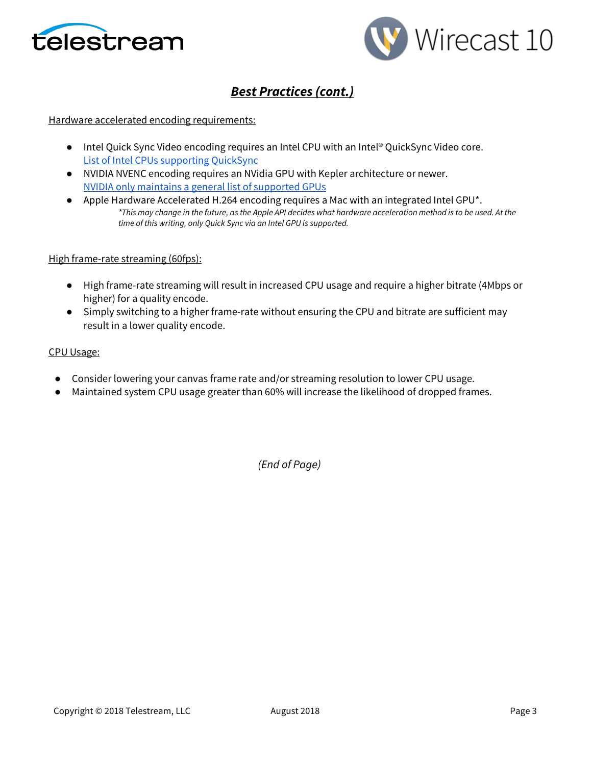## ***Best Practices (cont.)***

Hardware accelerated encoding requirements:

- Intel Quick Sync Video encoding requires an Intel CPU with an Intel® QuickSync Video core.
  [List of Intel CPUs supporting QuickSync]
- NVIDIA NVENC encoding requires an NVidia GPU with Kepler architecture or newer.
  [NVIDIA only maintains a general list of supported GPUs]
- Apple Hardware Accelerated H.264 encoding requires a Mac with an integrated Intel GPU*.
  *\*This may change in the future, as the Apple API decides what hardware acceleration method is to be used. At the time of this writing, only Quick Sync via an Intel GPU is supported.*

High frame-rate streaming (60fps):

- High frame-rate streaming will result in increased CPU usage and require a higher bitrate (4Mbps or higher) for a quality encode.
- Simply switching to a higher frame-rate without ensuring the CPU and bitrate are sufficient may result in a lower quality encode.

CPU Usage:

- Consider lowering your canvas frame rate and/or streaming resolution to lower CPU usage.
- Maintained system CPU usage greater than 60% will increase the likelihood of dropped frames.

*(End of Page)*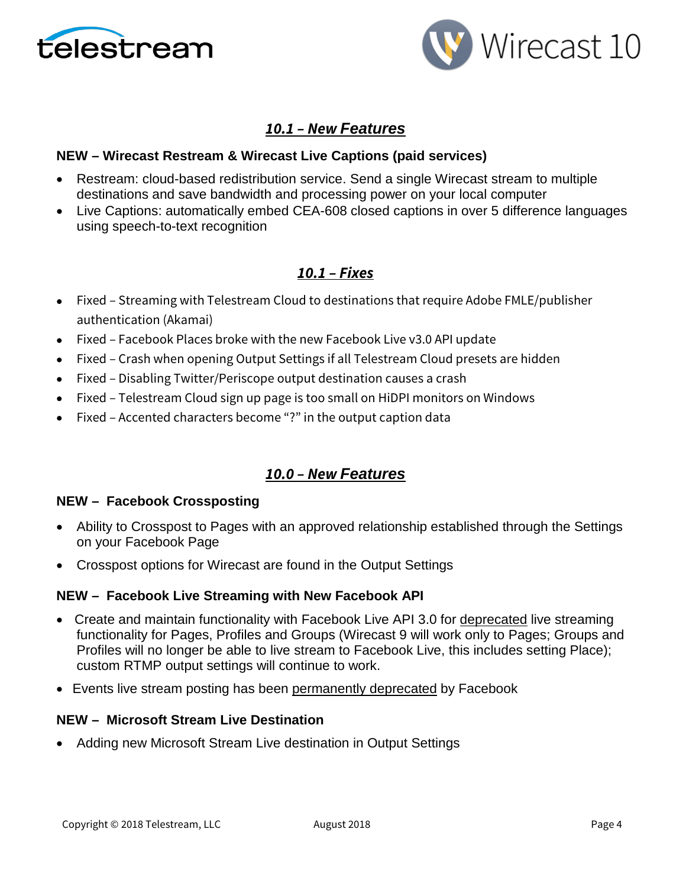## *10.1 – New Features*

**NEW – Wirecast Restream & Wirecast Live Captions (paid services)**

- Restream: cloud-based redistribution service. Send a single Wirecast stream to multiple destinations and save bandwidth and processing power on your local computer
- Live Captions: automatically embed CEA-608 closed captions in over 5 difference languages using speech-to-text recognition

## *10.1 – Fixes*

- Fixed – Streaming with Telestream Cloud to destinations that require Adobe FMLE/publisher authentication (Akamai)
- Fixed – Facebook Places broke with the new Facebook Live v3.0 API update
- Fixed – Crash when opening Output Settings if all Telestream Cloud presets are hidden
- Fixed – Disabling Twitter/Periscope output destination causes a crash
- Fixed – Telestream Cloud sign up page is too small on HiDPI monitors on Windows
- Fixed – Accented characters become "?" in the output caption data

## *10.0 – New Features*

**NEW – Facebook Crossposting**

- Ability to Crosspost to Pages with an approved relationship established through the Settings on your Facebook Page
- Crosspost options for Wirecast are found in the Output Settings

**NEW – Facebook Live Streaming with New Facebook API**

- Create and maintain functionality with Facebook Live API 3.0 for deprecated live streaming functionality for Pages, Profiles and Groups (Wirecast 9 will work only to Pages; Groups and Profiles will no longer be able to live stream to Facebook Live, this includes setting Place); custom RTMP output settings will continue to work.
- Events live stream posting has been permanently deprecated by Facebook

**NEW – Microsoft Stream Live Destination**

- Adding new Microsoft Stream Live destination in Output Settings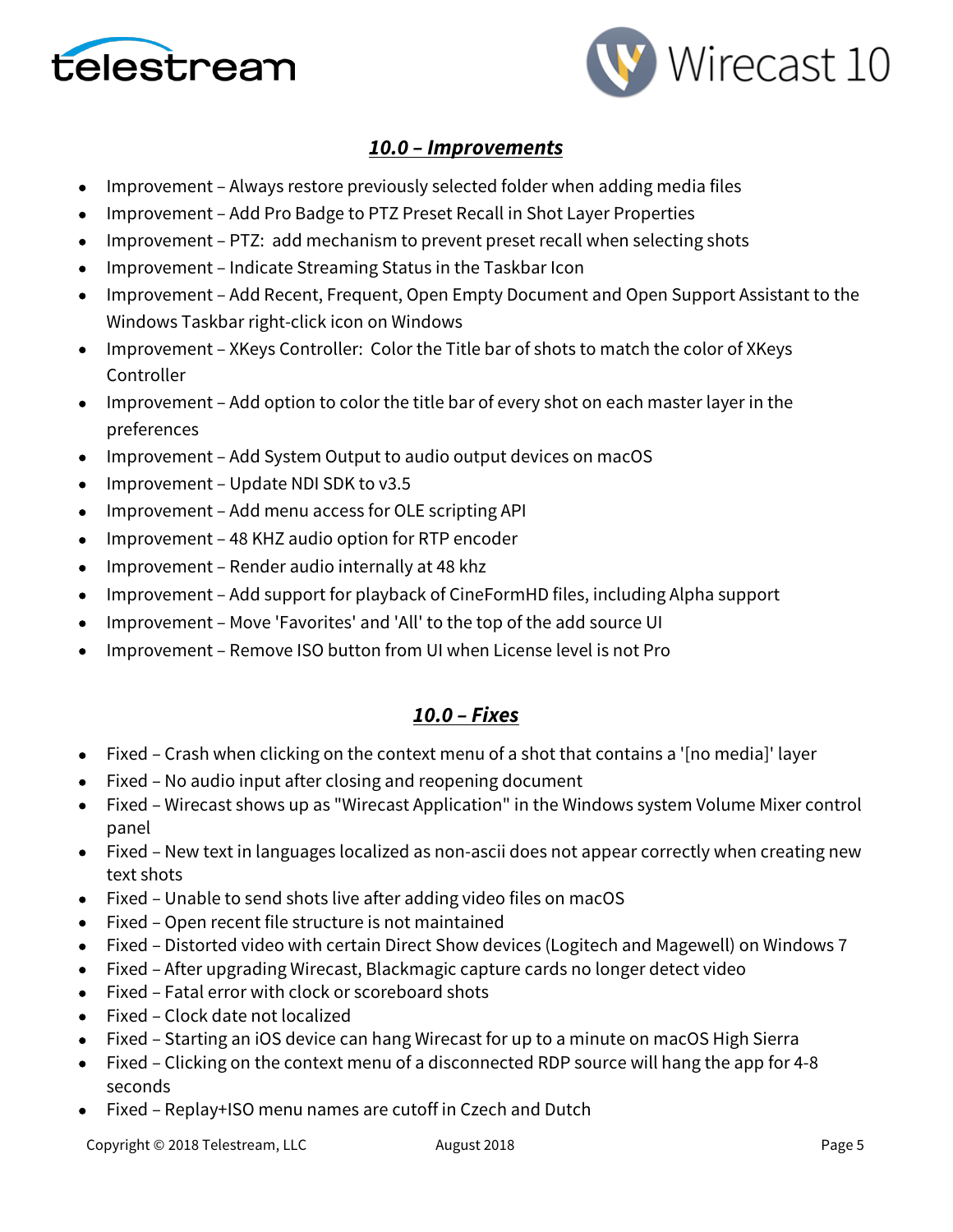## ***10.0 – Improvements***

- Improvement – Always restore previously selected folder when adding media files
- Improvement – Add Pro Badge to PTZ Preset Recall in Shot Layer Properties
- Improvement – PTZ: add mechanism to prevent preset recall when selecting shots
- Improvement – Indicate Streaming Status in the Taskbar Icon
- Improvement – Add Recent, Frequent, Open Empty Document and Open Support Assistant to the Windows Taskbar right-click icon on Windows
- Improvement – XKeys Controller: Color the Title bar of shots to match the color of XKeys Controller
- Improvement – Add option to color the title bar of every shot on each master layer in the preferences
- Improvement – Add System Output to audio output devices on macOS
- Improvement – Update NDI SDK to v3.5
- Improvement – Add menu access for OLE scripting API
- Improvement – 48 KHZ audio option for RTP encoder
- Improvement – Render audio internally at 48 khz
- Improvement – Add support for playback of CineFormHD files, including Alpha support
- Improvement – Move 'Favorites' and 'All' to the top of the add source UI
- Improvement – Remove ISO button from UI when License level is not Pro

## ***10.0 – Fixes***

- Fixed – Crash when clicking on the context menu of a shot that contains a '[no media]' layer
- Fixed – No audio input after closing and reopening document
- Fixed – Wirecast shows up as "Wirecast Application" in the Windows system Volume Mixer control panel
- Fixed – New text in languages localized as non-ascii does not appear correctly when creating new text shots
- Fixed – Unable to send shots live after adding video files on macOS
- Fixed – Open recent file structure is not maintained
- Fixed – Distorted video with certain Direct Show devices (Logitech and Magewell) on Windows 7
- Fixed – After upgrading Wirecast, Blackmagic capture cards no longer detect video
- Fixed – Fatal error with clock or scoreboard shots
- Fixed – Clock date not localized
- Fixed – Starting an iOS device can hang Wirecast for up to a minute on macOS High Sierra
- Fixed – Clicking on the context menu of a disconnected RDP source will hang the app for 4-8 seconds
- Fixed – Replay+ISO menu names are cutoff in Czech and Dutch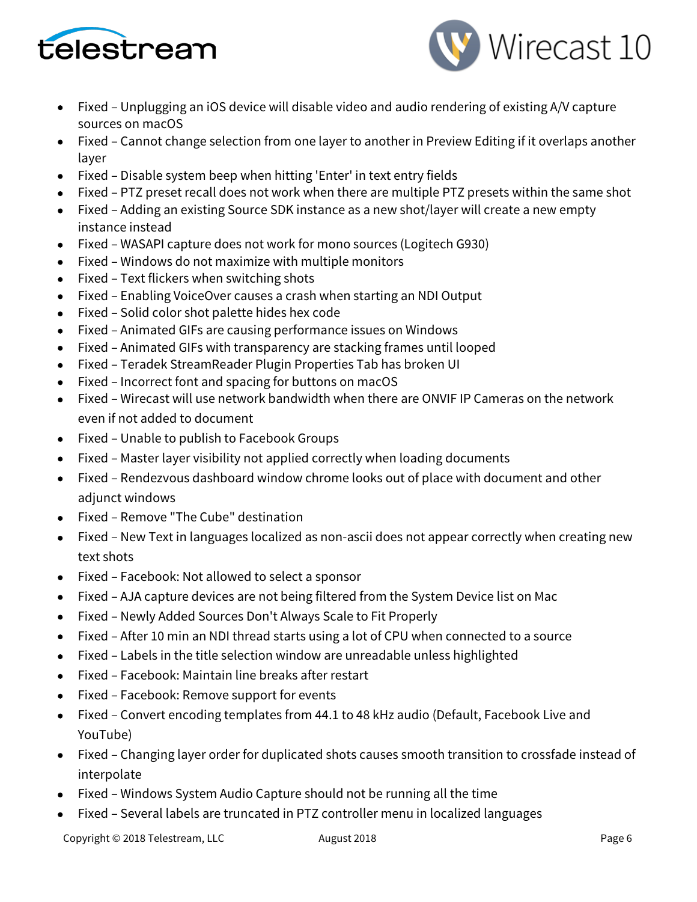- Fixed – Unplugging an iOS device will disable video and audio rendering of existing A/V capture sources on macOS
- Fixed – Cannot change selection from one layer to another in Preview Editing if it overlaps another layer
- Fixed – Disable system beep when hitting 'Enter' in text entry fields
- Fixed – PTZ preset recall does not work when there are multiple PTZ presets within the same shot
- Fixed – Adding an existing Source SDK instance as a new shot/layer will create a new empty instance instead
- Fixed – WASAPI capture does not work for mono sources (Logitech G930)
- Fixed – Windows do not maximize with multiple monitors
- Fixed – Text flickers when switching shots
- Fixed – Enabling VoiceOver causes a crash when starting an NDI Output
- Fixed – Solid color shot palette hides hex code
- Fixed – Animated GIFs are causing performance issues on Windows
- Fixed – Animated GIFs with transparency are stacking frames until looped
- Fixed – Teradek StreamReader Plugin Properties Tab has broken UI
- Fixed – Incorrect font and spacing for buttons on macOS
- Fixed – Wirecast will use network bandwidth when there are ONVIF IP Cameras on the network even if not added to document
- Fixed – Unable to publish to Facebook Groups
- Fixed – Master layer visibility not applied correctly when loading documents
- Fixed – Rendezvous dashboard window chrome looks out of place with document and other adjunct windows
- Fixed – Remove "The Cube" destination
- Fixed – New Text in languages localized as non-ascii does not appear correctly when creating new text shots
- Fixed – Facebook: Not allowed to select a sponsor
- Fixed – AJA capture devices are not being filtered from the System Device list on Mac
- Fixed – Newly Added Sources Don't Always Scale to Fit Properly
- Fixed – After 10 min an NDI thread starts using a lot of CPU when connected to a source
- Fixed – Labels in the title selection window are unreadable unless highlighted
- Fixed – Facebook: Maintain line breaks after restart
- Fixed – Facebook: Remove support for events
- Fixed – Convert encoding templates from 44.1 to 48 kHz audio (Default, Facebook Live and YouTube)
- Fixed – Changing layer order for duplicated shots causes smooth transition to crossfade instead of interpolate
- Fixed – Windows System Audio Capture should not be running all the time
- Fixed – Several labels are truncated in PTZ controller menu in localized languages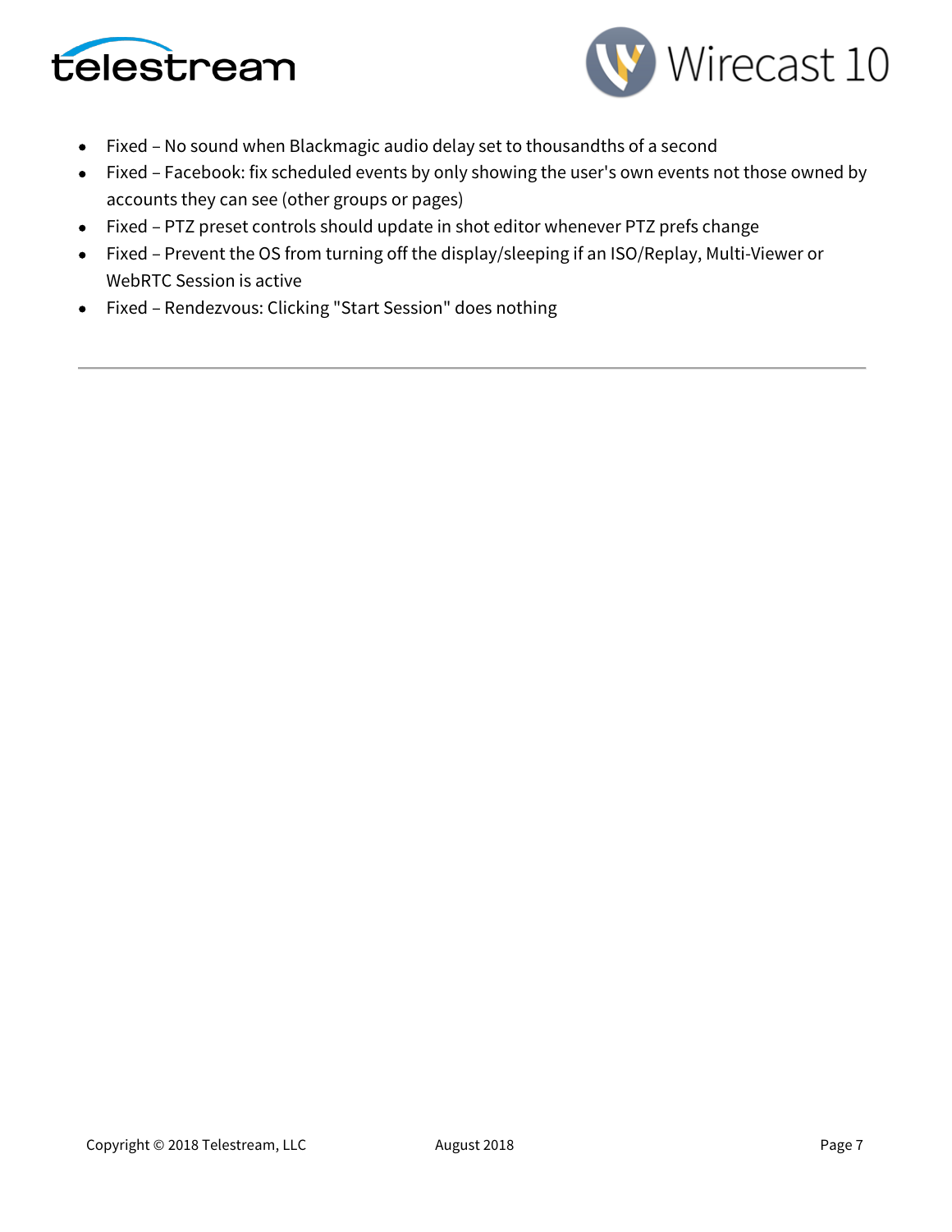- Fixed – No sound when Blackmagic audio delay set to thousandths of a second
- Fixed – Facebook: fix scheduled events by only showing the user's own events not those owned by accounts they can see (other groups or pages)
- Fixed – PTZ preset controls should update in shot editor whenever PTZ prefs change
- Fixed – Prevent the OS from turning off the display/sleeping if an ISO/Replay, Multi-Viewer or WebRTC Session is active
- Fixed – Rendezvous: Clicking "Start Session" does nothing

---